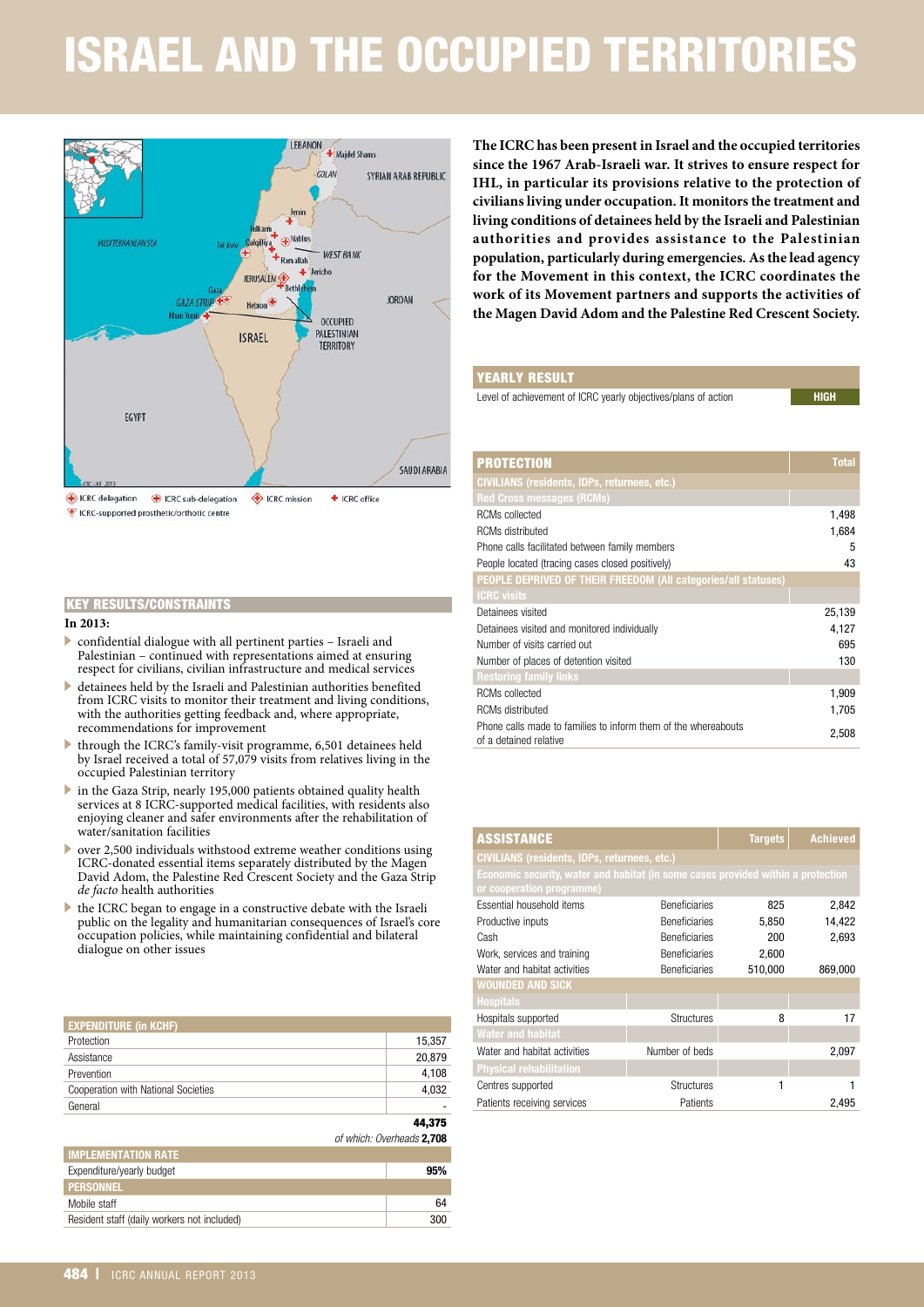# ISRAEL AND THE OCCUPIED TERRITORIES

**The ICRC has been present in Israel and the occupied territories since the 1967 Arab-Israeli war. It strives to ensure respect for IHL, in particular its provisions relative to the protection of civilians living under occupation. It monitors the treatment and living conditions of detainees held by the Israeli and Palestinian authorities and provides assistance to the Palestinian population, particularly during emergencies. As the lead agency for the Movement in this context, the ICRC coordinates the work of its Movement partners and supports the activities of the Magen David Adom and the Palestine Red Crescent Society.**

ICRC delegation · ICRC sub-delegation · ICRC mission · ICRC office · ICRC-supported prosthetic/orthotic centre

## KEY RESULTS/CONSTRAINTS

**In 2013:**

- confidential dialogue with all pertinent parties – Israeli and Palestinian – continued with representations aimed at ensuring respect for civilians, civilian infrastructure and medical services
- detainees held by the Israeli and Palestinian authorities benefited from ICRC visits to monitor their treatment and living conditions, with the authorities getting feedback and, where appropriate, recommendations for improvement
- through the ICRC's family-visit programme, 6,501 detainees held by Israel received a total of 57,079 visits from relatives living in the occupied Palestinian territory
- in the Gaza Strip, nearly 195,000 patients obtained quality health services at 8 ICRC-supported medical facilities, with residents also enjoying cleaner and safer environments after the rehabilitation of water/sanitation facilities
- over 2,500 individuals withstood extreme weather conditions using ICRC-donated essential items separately distributed by the Magen David Adom, the Palestine Red Crescent Society and the Gaza Strip *de facto* health authorities
- the ICRC began to engage in a constructive debate with the Israeli public on the legality and humanitarian consequences of Israel's core occupation policies, while maintaining confidential and bilateral dialogue on other issues

| EXPENDITURE (in KCHF) | |
|---|---|
| Protection | 15,357 |
| Assistance | 20,879 |
| Prevention | 4,108 |
| Cooperation with National Societies | 4,032 |
| General | - |
| | **44,375** |
| | *of which: Overheads* **2,708** |

| IMPLEMENTATION RATE | |
|---|---|
| Expenditure/yearly budget | **95%** |

| PERSONNEL | |
|---|---|
| Mobile staff | 64 |
| Resident staff (daily workers not included) | 300 |

| YEARLY RESULT | |
|---|---|
| Level of achievement of ICRC yearly objectives/plans of action | HIGH |

| PROTECTION | Total |
|---|---|
| **CIVILIANS (residents, IDPs, returnees, etc.)** | |
| **Red Cross messages (RCMs)** | |
| RCMs collected | 1,498 |
| RCMs distributed | 1,684 |
| Phone calls facilitated between family members | 5 |
| People located (tracing cases closed positively) | 43 |
| **PEOPLE DEPRIVED OF THEIR FREEDOM (All categories/all statuses)** | |
| **ICRC visits** | |
| Detainees visited | 25,139 |
| Detainees visited and monitored individually | 4,127 |
| Number of visits carried out | 695 |
| Number of places of detention visited | 130 |
| **Restoring family links** | |
| RCMs collected | 1,909 |
| RCMs distributed | 1,705 |
| Phone calls made to families to inform them of the whereabouts of a detained relative | 2,508 |

| ASSISTANCE | | Targets | Achieved |
|---|---|---|---|
| **CIVILIANS (residents, IDPs, returnees, etc.)** | | | |
| **Economic security, water and habitat (in some cases provided within a protection or cooperation programme)** | | | |
| Essential household items | Beneficiaries | 825 | 2,842 |
| Productive inputs | Beneficiaries | 5,850 | 14,422 |
| Cash | Beneficiaries | 200 | 2,693 |
| Work, services and training | Beneficiaries | 2,600 | |
| Water and habitat activities | Beneficiaries | 510,000 | 869,000 |
| **WOUNDED AND SICK** | | | |
| **Hospitals** | | | |
| Hospitals supported | Structures | 8 | 17 |
| **Water and habitat** | | | |
| Water and habitat activities | Number of beds | | 2,097 |
| **Physical rehabilitation** | | | |
| Centres supported | Structures | 1 | 1 |
| Patients receiving services | Patients | | 2,495 |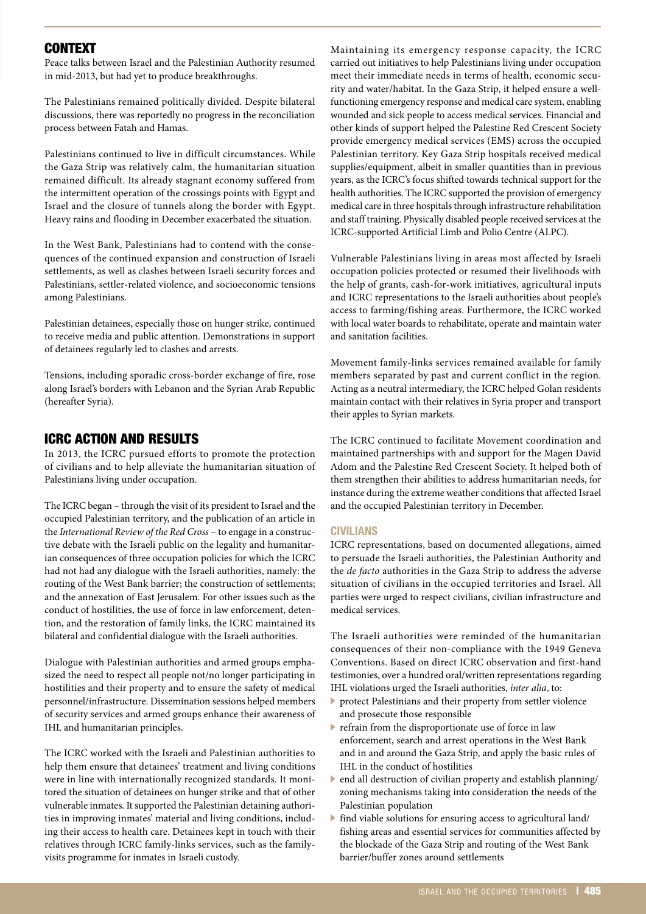## CONTEXT

Peace talks between Israel and the Palestinian Authority resumed in mid-2013, but had yet to produce breakthroughs.

The Palestinians remained politically divided. Despite bilateral discussions, there was reportedly no progress in the reconciliation process between Fatah and Hamas.

Palestinians continued to live in difficult circumstances. While the Gaza Strip was relatively calm, the humanitarian situation remained difficult. Its already stagnant economy suffered from the intermittent operation of the crossings points with Egypt and Israel and the closure of tunnels along the border with Egypt. Heavy rains and flooding in December exacerbated the situation.

In the West Bank, Palestinians had to contend with the consequences of the continued expansion and construction of Israeli settlements, as well as clashes between Israeli security forces and Palestinians, settler-related violence, and socioeconomic tensions among Palestinians.

Palestinian detainees, especially those on hunger strike, continued to receive media and public attention. Demonstrations in support of detainees regularly led to clashes and arrests.

Tensions, including sporadic cross-border exchange of fire, rose along Israel's borders with Lebanon and the Syrian Arab Republic (hereafter Syria).

## ICRC ACTION AND RESULTS

In 2013, the ICRC pursued efforts to promote the protection of civilians and to help alleviate the humanitarian situation of Palestinians living under occupation.

The ICRC began – through the visit of its president to Israel and the occupied Palestinian territory, and the publication of an article in the *International Review of the Red Cross* – to engage in a constructive debate with the Israeli public on the legality and humanitarian consequences of three occupation policies for which the ICRC had not had any dialogue with the Israeli authorities, namely: the routing of the West Bank barrier; the construction of settlements; and the annexation of East Jerusalem. For other issues such as the conduct of hostilities, the use of force in law enforcement, detention, and the restoration of family links, the ICRC maintained its bilateral and confidential dialogue with the Israeli authorities.

Dialogue with Palestinian authorities and armed groups emphasized the need to respect all people not/no longer participating in hostilities and their property and to ensure the safety of medical personnel/infrastructure. Dissemination sessions helped members of security services and armed groups enhance their awareness of IHL and humanitarian principles.

The ICRC worked with the Israeli and Palestinian authorities to help them ensure that detainees' treatment and living conditions were in line with internationally recognized standards. It monitored the situation of detainees on hunger strike and that of other vulnerable inmates. It supported the Palestinian detaining authorities in improving inmates' material and living conditions, including their access to health care. Detainees kept in touch with their relatives through ICRC family-links services, such as the family-visits programme for inmates in Israeli custody.

Maintaining its emergency response capacity, the ICRC carried out initiatives to help Palestinians living under occupation meet their immediate needs in terms of health, economic security and water/habitat. In the Gaza Strip, it helped ensure a well-functioning emergency response and medical care system, enabling wounded and sick people to access medical services. Financial and other kinds of support helped the Palestine Red Crescent Society provide emergency medical services (EMS) across the occupied Palestinian territory. Key Gaza Strip hospitals received medical supplies/equipment, albeit in smaller quantities than in previous years, as the ICRC's focus shifted towards technical support for the health authorities. The ICRC supported the provision of emergency medical care in three hospitals through infrastructure rehabilitation and staff training. Physically disabled people received services at the ICRC-supported Artificial Limb and Polio Centre (ALPC).

Vulnerable Palestinians living in areas most affected by Israeli occupation policies protected or resumed their livelihoods with the help of grants, cash-for-work initiatives, agricultural inputs and ICRC representations to the Israeli authorities about people's access to farming/fishing areas. Furthermore, the ICRC worked with local water boards to rehabilitate, operate and maintain water and sanitation facilities.

Movement family-links services remained available for family members separated by past and current conflict in the region. Acting as a neutral intermediary, the ICRC helped Golan residents maintain contact with their relatives in Syria proper and transport their apples to Syrian markets.

The ICRC continued to facilitate Movement coordination and maintained partnerships with and support for the Magen David Adom and the Palestine Red Crescent Society. It helped both of them strengthen their abilities to address humanitarian needs, for instance during the extreme weather conditions that affected Israel and the occupied Palestinian territory in December.

### CIVILIANS

ICRC representations, based on documented allegations, aimed to persuade the Israeli authorities, the Palestinian Authority and the *de facto* authorities in the Gaza Strip to address the adverse situation of civilians in the occupied territories and Israel. All parties were urged to respect civilians, civilian infrastructure and medical services.

The Israeli authorities were reminded of the humanitarian consequences of their non-compliance with the 1949 Geneva Conventions. Based on direct ICRC observation and first-hand testimonies, over a hundred oral/written representations regarding IHL violations urged the Israeli authorities, *inter alia*, to:

- protect Palestinians and their property from settler violence and prosecute those responsible
- refrain from the disproportionate use of force in law enforcement, search and arrest operations in the West Bank and in and around the Gaza Strip, and apply the basic rules of IHL in the conduct of hostilities
- end all destruction of civilian property and establish planning/zoning mechanisms taking into consideration the needs of the Palestinian population
- find viable solutions for ensuring access to agricultural land/fishing areas and essential services for communities affected by the blockade of the Gaza Strip and routing of the West Bank barrier/buffer zones around settlements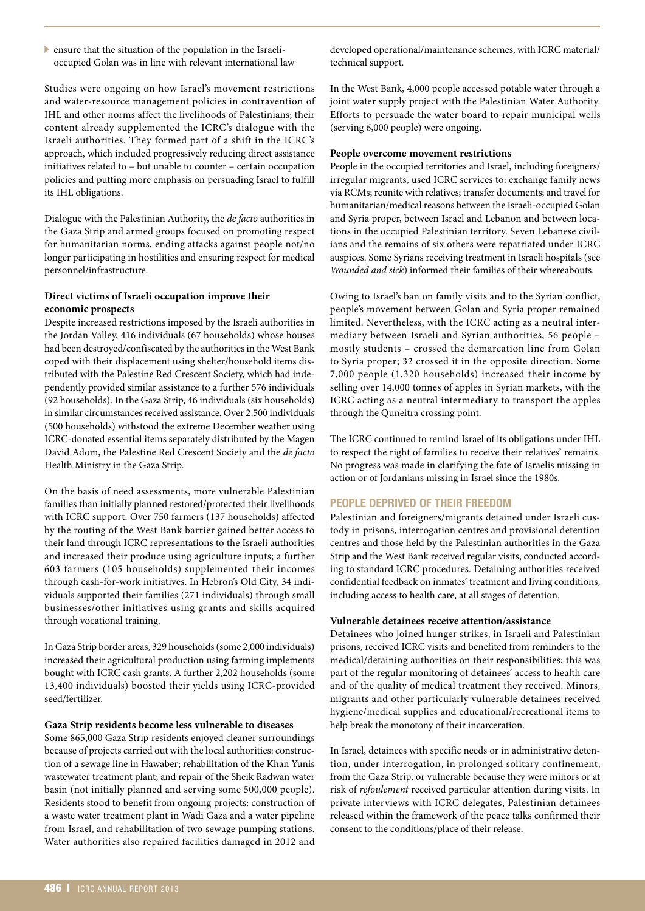- ensure that the situation of the population in the Israeli-occupied Golan was in line with relevant international law

Studies were ongoing on how Israel's movement restrictions and water-resource management policies in contravention of IHL and other norms affect the livelihoods of Palestinians; their content already supplemented the ICRC's dialogue with the Israeli authorities. They formed part of a shift in the ICRC's approach, which included progressively reducing direct assistance initiatives related to – but unable to counter – certain occupation policies and putting more emphasis on persuading Israel to fulfill its IHL obligations.

Dialogue with the Palestinian Authority, the *de facto* authorities in the Gaza Strip and armed groups focused on promoting respect for humanitarian norms, ending attacks against people not/no longer participating in hostilities and ensuring respect for medical personnel/infrastructure.

**Direct victims of Israeli occupation improve their economic prospects**

Despite increased restrictions imposed by the Israeli authorities in the Jordan Valley, 416 individuals (67 households) whose houses had been destroyed/confiscated by the authorities in the West Bank coped with their displacement using shelter/household items distributed with the Palestine Red Crescent Society, which had independently provided similar assistance to a further 576 individuals (92 households). In the Gaza Strip, 46 individuals (six households) in similar circumstances received assistance. Over 2,500 individuals (500 households) withstood the extreme December weather using ICRC-donated essential items separately distributed by the Magen David Adom, the Palestine Red Crescent Society and the *de facto* Health Ministry in the Gaza Strip.

On the basis of need assessments, more vulnerable Palestinian families than initially planned restored/protected their livelihoods with ICRC support. Over 750 farmers (137 households) affected by the routing of the West Bank barrier gained better access to their land through ICRC representations to the Israeli authorities and increased their produce using agriculture inputs; a further 603 farmers (105 households) supplemented their incomes through cash-for-work initiatives. In Hebron's Old City, 34 individuals supported their families (271 individuals) through small businesses/other initiatives using grants and skills acquired through vocational training.

In Gaza Strip border areas, 329 households (some 2,000 individuals) increased their agricultural production using farming implements bought with ICRC cash grants. A further 2,202 households (some 13,400 individuals) boosted their yields using ICRC-provided seed/fertilizer.

**Gaza Strip residents become less vulnerable to diseases**

Some 865,000 Gaza Strip residents enjoyed cleaner surroundings because of projects carried out with the local authorities: construction of a sewage line in Hawaber; rehabilitation of the Khan Yunis wastewater treatment plant; and repair of the Sheik Radwan water basin (not initially planned and serving some 500,000 people). Residents stood to benefit from ongoing projects: construction of a waste water treatment plant in Wadi Gaza and a water pipeline from Israel, and rehabilitation of two sewage pumping stations. Water authorities also repaired facilities damaged in 2012 and developed operational/maintenance schemes, with ICRC material/technical support.

In the West Bank, 4,000 people accessed potable water through a joint water supply project with the Palestinian Water Authority. Efforts to persuade the water board to repair municipal wells (serving 6,000 people) were ongoing.

**People overcome movement restrictions**

People in the occupied territories and Israel, including foreigners/irregular migrants, used ICRC services to: exchange family news via RCMs; reunite with relatives; transfer documents; and travel for humanitarian/medical reasons between the Israeli-occupied Golan and Syria proper, between Israel and Lebanon and between locations in the occupied Palestinian territory. Seven Lebanese civilians and the remains of six others were repatriated under ICRC auspices. Some Syrians receiving treatment in Israeli hospitals (see *Wounded and sick*) informed their families of their whereabouts.

Owing to Israel's ban on family visits and to the Syrian conflict, people's movement between Golan and Syria proper remained limited. Nevertheless, with the ICRC acting as a neutral intermediary between Israeli and Syrian authorities, 56 people – mostly students – crossed the demarcation line from Golan to Syria proper; 32 crossed it in the opposite direction. Some 7,000 people (1,320 households) increased their income by selling over 14,000 tonnes of apples in Syrian markets, with the ICRC acting as a neutral intermediary to transport the apples through the Quneitra crossing point.

The ICRC continued to remind Israel of its obligations under IHL to respect the right of families to receive their relatives' remains. No progress was made in clarifying the fate of Israelis missing in action or of Jordanians missing in Israel since the 1980s.

## PEOPLE DEPRIVED OF THEIR FREEDOM

Palestinian and foreigners/migrants detained under Israeli custody in prisons, interrogation centres and provisional detention centres and those held by the Palestinian authorities in the Gaza Strip and the West Bank received regular visits, conducted according to standard ICRC procedures. Detaining authorities received confidential feedback on inmates' treatment and living conditions, including access to health care, at all stages of detention.

**Vulnerable detainees receive attention/assistance**

Detainees who joined hunger strikes, in Israeli and Palestinian prisons, received ICRC visits and benefited from reminders to the medical/detaining authorities on their responsibilities; this was part of the regular monitoring of detainees' access to health care and of the quality of medical treatment they received. Minors, migrants and other particularly vulnerable detainees received hygiene/medical supplies and educational/recreational items to help break the monotony of their incarceration.

In Israel, detainees with specific needs or in administrative detention, under interrogation, in prolonged solitary confinement, from the Gaza Strip, or vulnerable because they were minors or at risk of *refoulement* received particular attention during visits. In private interviews with ICRC delegates, Palestinian detainees released within the framework of the peace talks confirmed their consent to the conditions/place of their release.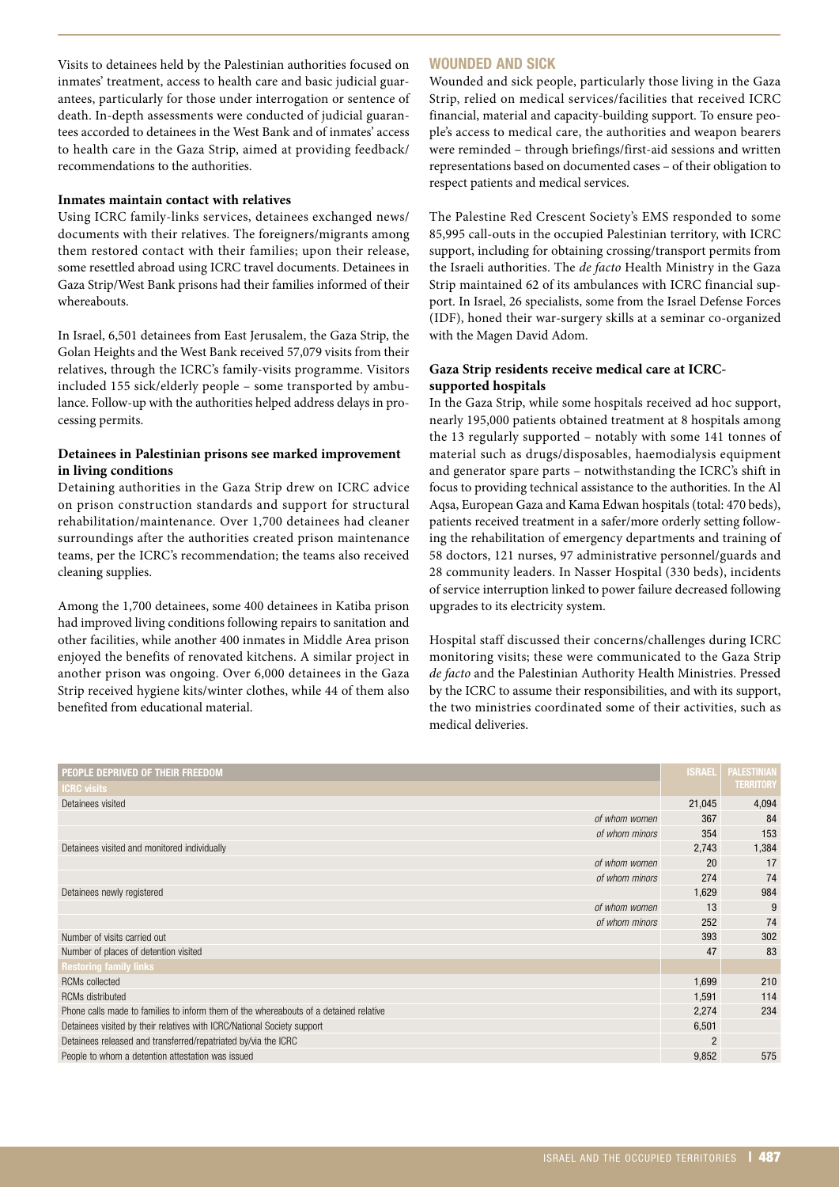Visits to detainees held by the Palestinian authorities focused on inmates' treatment, access to health care and basic judicial guarantees, particularly for those under interrogation or sentence of death. In-depth assessments were conducted of judicial guarantees accorded to detainees in the West Bank and of inmates' access to health care in the Gaza Strip, aimed at providing feedback/recommendations to the authorities.

**Inmates maintain contact with relatives**

Using ICRC family-links services, detainees exchanged news/documents with their relatives. The foreigners/migrants among them restored contact with their families; upon their release, some resettled abroad using ICRC travel documents. Detainees in Gaza Strip/West Bank prisons had their families informed of their whereabouts.

In Israel, 6,501 detainees from East Jerusalem, the Gaza Strip, the Golan Heights and the West Bank received 57,079 visits from their relatives, through the ICRC's family-visits programme. Visitors included 155 sick/elderly people – some transported by ambulance. Follow-up with the authorities helped address delays in processing permits.

**Detainees in Palestinian prisons see marked improvement in living conditions**

Detaining authorities in the Gaza Strip drew on ICRC advice on prison construction standards and support for structural rehabilitation/maintenance. Over 1,700 detainees had cleaner surroundings after the authorities created prison maintenance teams, per the ICRC's recommendation; the teams also received cleaning supplies.

Among the 1,700 detainees, some 400 detainees in Katiba prison had improved living conditions following repairs to sanitation and other facilities, while another 400 inmates in Middle Area prison enjoyed the benefits of renovated kitchens. A similar project in another prison was ongoing. Over 6,000 detainees in the Gaza Strip received hygiene kits/winter clothes, while 44 of them also benefited from educational material.

## WOUNDED AND SICK

Wounded and sick people, particularly those living in the Gaza Strip, relied on medical services/facilities that received ICRC financial, material and capacity-building support. To ensure people's access to medical care, the authorities and weapon bearers were reminded – through briefings/first-aid sessions and written representations based on documented cases – of their obligation to respect patients and medical services.

The Palestine Red Crescent Society's EMS responded to some 85,995 call-outs in the occupied Palestinian territory, with ICRC support, including for obtaining crossing/transport permits from the Israeli authorities. The *de facto* Health Ministry in the Gaza Strip maintained 62 of its ambulances with ICRC financial support. In Israel, 26 specialists, some from the Israel Defense Forces (IDF), honed their war-surgery skills at a seminar co-organized with the Magen David Adom.

**Gaza Strip residents receive medical care at ICRC-supported hospitals**

In the Gaza Strip, while some hospitals received ad hoc support, nearly 195,000 patients obtained treatment at 8 hospitals among the 13 regularly supported – notably with some 141 tonnes of material such as drugs/disposables, haemodialysis equipment and generator spare parts – notwithstanding the ICRC's shift in focus to providing technical assistance to the authorities. In the Al Aqsa, European Gaza and Kama Edwan hospitals (total: 470 beds), patients received treatment in a safer/more orderly setting following the rehabilitation of emergency departments and training of 58 doctors, 121 nurses, 97 administrative personnel/guards and 28 community leaders. In Nasser Hospital (330 beds), incidents of service interruption linked to power failure decreased following upgrades to its electricity system.

Hospital staff discussed their concerns/challenges during ICRC monitoring visits; these were communicated to the Gaza Strip *de facto* and the Palestinian Authority Health Ministries. Pressed by the ICRC to assume their responsibilities, and with its support, the two ministries coordinated some of their activities, such as medical deliveries.

| PEOPLE DEPRIVED OF THEIR FREEDOM | ISRAEL | PALESTINIAN TERRITORY |
|---|---|---|
| **ICRC visits** | | |
| Detainees visited | 21,045 | 4,094 |
| *of whom women* | 367 | 84 |
| *of whom minors* | 354 | 153 |
| Detainees visited and monitored individually | 2,743 | 1,384 |
| *of whom women* | 20 | 17 |
| *of whom minors* | 274 | 74 |
| Detainees newly registered | 1,629 | 984 |
| *of whom women* | 13 | 9 |
| *of whom minors* | 252 | 74 |
| Number of visits carried out | 393 | 302 |
| Number of places of detention visited | 47 | 83 |
| **Restoring family links** | | |
| RCMs collected | 1,699 | 210 |
| RCMs distributed | 1,591 | 114 |
| Phone calls made to families to inform them of the whereabouts of a detained relative | 2,274 | 234 |
| Detainees visited by their relatives with ICRC/National Society support | 6,501 | |
| Detainees released and transferred/repatriated by/via the ICRC | 2 | |
| People to whom a detention attestation was issued | 9,852 | 575 |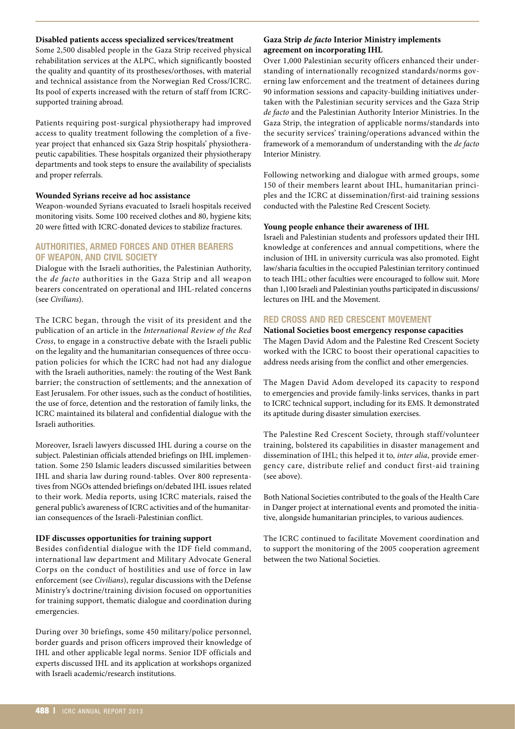**Disabled patients access specialized services/treatment**

Some 2,500 disabled people in the Gaza Strip received physical rehabilitation services at the ALPC, which significantly boosted the quality and quantity of its prostheses/orthoses, with material and technical assistance from the Norwegian Red Cross/ICRC. Its pool of experts increased with the return of staff from ICRC-supported training abroad.

Patients requiring post-surgical physiotherapy had improved access to quality treatment following the completion of a five-year project that enhanced six Gaza Strip hospitals' physiotherapeutic capabilities. These hospitals organized their physiotherapy departments and took steps to ensure the availability of specialists and proper referrals.

**Wounded Syrians receive ad hoc assistance**

Weapon-wounded Syrians evacuated to Israeli hospitals received monitoring visits. Some 100 received clothes and 80, hygiene kits; 20 were fitted with ICRC-donated devices to stabilize fractures.

## AUTHORITIES, ARMED FORCES AND OTHER BEARERS OF WEAPON, AND CIVIL SOCIETY

Dialogue with the Israeli authorities, the Palestinian Authority, the *de facto* authorities in the Gaza Strip and all weapon bearers concentrated on operational and IHL-related concerns (see *Civilians*).

The ICRC began, through the visit of its president and the publication of an article in the *International Review of the Red Cross*, to engage in a constructive debate with the Israeli public on the legality and the humanitarian consequences of three occupation policies for which the ICRC had not had any dialogue with the Israeli authorities, namely: the routing of the West Bank barrier; the construction of settlements; and the annexation of East Jerusalem. For other issues, such as the conduct of hostilities, the use of force, detention and the restoration of family links, the ICRC maintained its bilateral and confidential dialogue with the Israeli authorities.

Moreover, Israeli lawyers discussed IHL during a course on the subject. Palestinian officials attended briefings on IHL implementation. Some 250 Islamic leaders discussed similarities between IHL and sharia law during round-tables. Over 800 representatives from NGOs attended briefings on/debated IHL issues related to their work. Media reports, using ICRC materials, raised the general public's awareness of ICRC activities and of the humanitarian consequences of the Israeli-Palestinian conflict.

**IDF discusses opportunities for training support**

Besides confidential dialogue with the IDF field command, international law department and Military Advocate General Corps on the conduct of hostilities and use of force in law enforcement (see *Civilians*), regular discussions with the Defense Ministry's doctrine/training division focused on opportunities for training support, thematic dialogue and coordination during emergencies.

During over 30 briefings, some 450 military/police personnel, border guards and prison officers improved their knowledge of IHL and other applicable legal norms. Senior IDF officials and experts discussed IHL and its application at workshops organized with Israeli academic/research institutions.

**Gaza Strip *de facto* Interior Ministry implements agreement on incorporating IHL**

Over 1,000 Palestinian security officers enhanced their understanding of internationally recognized standards/norms governing law enforcement and the treatment of detainees during 90 information sessions and capacity-building initiatives undertaken with the Palestinian security services and the Gaza Strip *de facto* and the Palestinian Authority Interior Ministries. In the Gaza Strip, the integration of applicable norms/standards into the security services' training/operations advanced within the framework of a memorandum of understanding with the *de facto* Interior Ministry.

Following networking and dialogue with armed groups, some 150 of their members learnt about IHL, humanitarian principles and the ICRC at dissemination/first-aid training sessions conducted with the Palestine Red Crescent Society.

**Young people enhance their awareness of IHL**

Israeli and Palestinian students and professors updated their IHL knowledge at conferences and annual competitions, where the inclusion of IHL in university curricula was also promoted. Eight law/sharia faculties in the occupied Palestinian territory continued to teach IHL; other faculties were encouraged to follow suit. More than 1,100 Israeli and Palestinian youths participated in discussions/lectures on IHL and the Movement.

## RED CROSS AND RED CRESCENT MOVEMENT

**National Societies boost emergency response capacities**

The Magen David Adom and the Palestine Red Crescent Society worked with the ICRC to boost their operational capacities to address needs arising from the conflict and other emergencies.

The Magen David Adom developed its capacity to respond to emergencies and provide family-links services, thanks in part to ICRC technical support, including for its EMS. It demonstrated its aptitude during disaster simulation exercises.

The Palestine Red Crescent Society, through staff/volunteer training, bolstered its capabilities in disaster management and dissemination of IHL; this helped it to, *inter alia*, provide emergency care, distribute relief and conduct first-aid training (see above).

Both National Societies contributed to the goals of the Health Care in Danger project at international events and promoted the initiative, alongside humanitarian principles, to various audiences.

The ICRC continued to facilitate Movement coordination and to support the monitoring of the 2005 cooperation agreement between the two National Societies.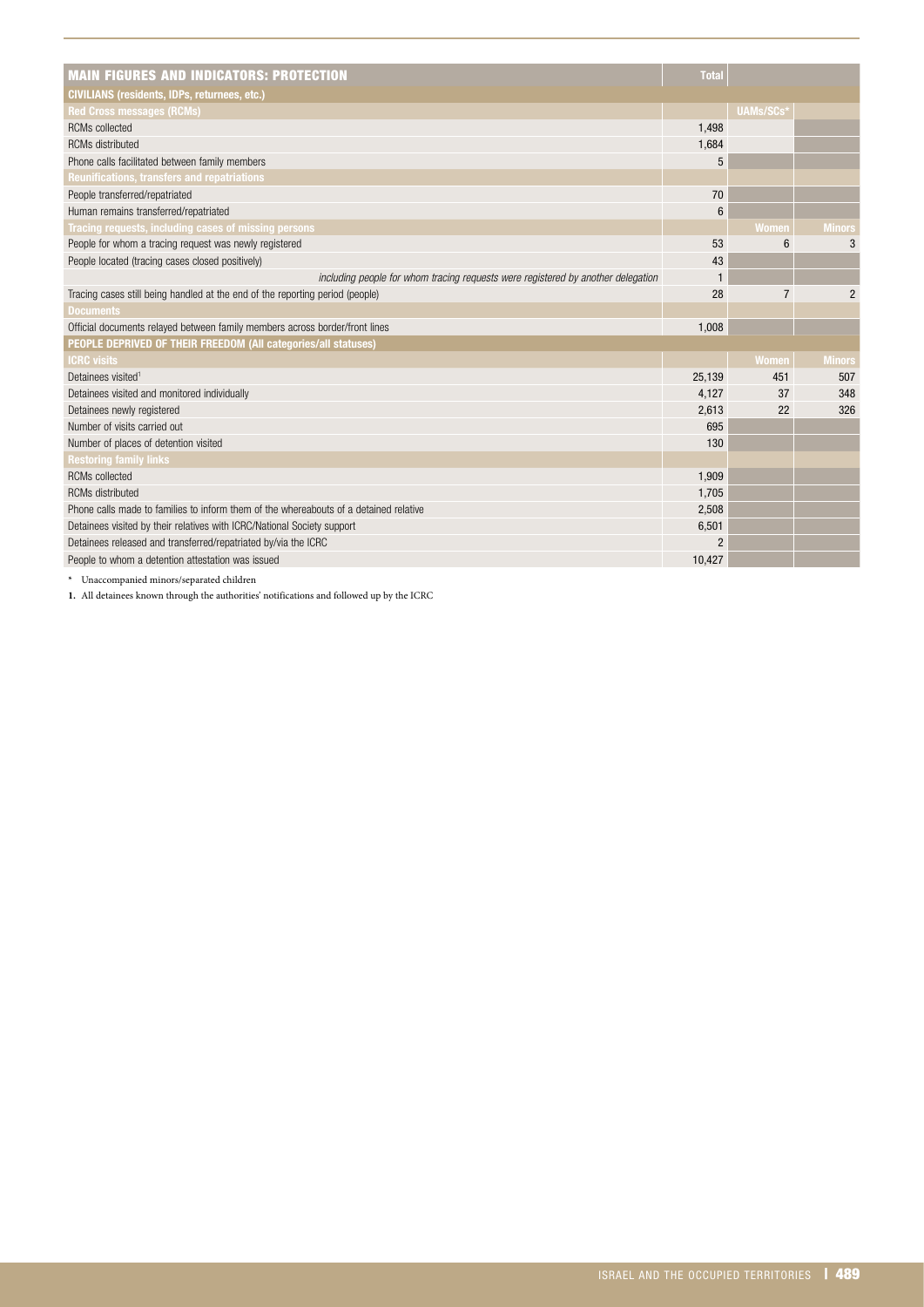| MAIN FIGURES AND INDICATORS: PROTECTION | Total | | |
|---|---|---|---|
| **CIVILIANS (residents, IDPs, returnees, etc.)** | | | |
| **Red Cross messages (RCMs)** | | UAMs/SCs* | |
| RCMs collected | 1,498 | | |
| RCMs distributed | 1,684 | | |
| Phone calls facilitated between family members | 5 | | |
| **Reunifications, transfers and repatriations** | | | |
| People transferred/repatriated | 70 | | |
| Human remains transferred/repatriated | 6 | | |
| **Tracing requests, including cases of missing persons** | | Women | Minors |
| People for whom a tracing request was newly registered | 53 | 6 | 3 |
| People located (tracing cases closed positively) | 43 | | |
| *including people for whom tracing requests were registered by another delegation* | 1 | | |
| Tracing cases still being handled at the end of the reporting period (people) | 28 | 7 | 2 |
| **Documents** | | | |
| Official documents relayed between family members across border/front lines | 1,008 | | |
| **PEOPLE DEPRIVED OF THEIR FREEDOM (All categories/all statuses)** | | | |
| **ICRC visits** | | Women | Minors |
| Detainees visited[1] | 25,139 | 451 | 507 |
| Detainees visited and monitored individually | 4,127 | 37 | 348 |
| Detainees newly registered | 2,613 | 22 | 326 |
| Number of visits carried out | 695 | | |
| Number of places of detention visited | 130 | | |
| **Restoring family links** | | | |
| RCMs collected | 1,909 | | |
| RCMs distributed | 1,705 | | |
| Phone calls made to families to inform them of the whereabouts of a detained relative | 2,508 | | |
| Detainees visited by their relatives with ICRC/National Society support | 6,501 | | |
| Detainees released and transferred/repatriated by/via the ICRC | 2 | | |
| People to whom a detention attestation was issued | 10,427 | | |

\* Unaccompanied minors/separated children

**1.** All detainees known through the authorities' notifications and followed up by the ICRC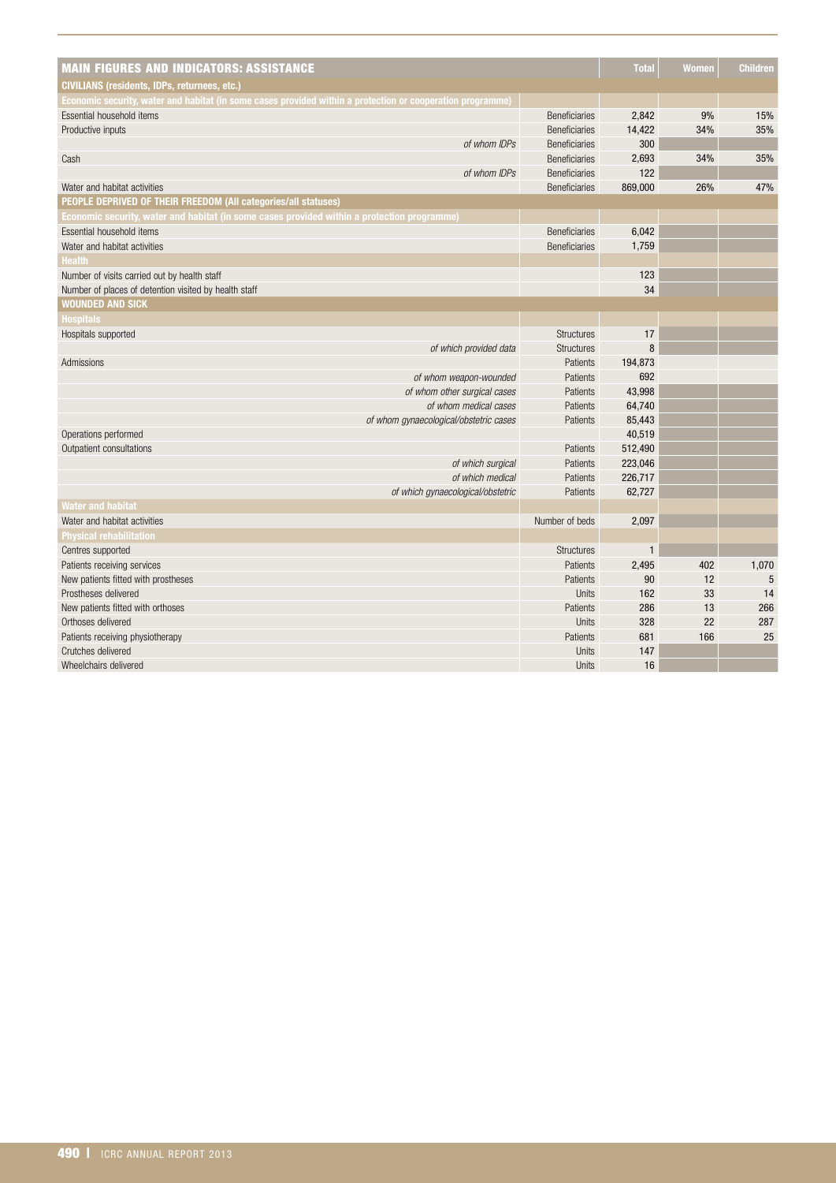| MAIN FIGURES AND INDICATORS: ASSISTANCE | | Total | Women | Children |
|---|---|---|---|---|
| **CIVILIANS (residents, IDPs, returnees, etc.)** | | | | |
| **Economic security, water and habitat (in some cases provided within a protection or cooperation programme)** | | | | |
| Essential household items | Beneficiaries | 2,842 | 9% | 15% |
| Productive inputs | Beneficiaries | 14,422 | 34% | 35% |
| *of whom IDPs* | Beneficiaries | 300 | | |
| Cash | Beneficiaries | 2,693 | 34% | 35% |
| *of whom IDPs* | Beneficiaries | 122 | | |
| Water and habitat activities | Beneficiaries | 869,000 | 26% | 47% |
| **PEOPLE DEPRIVED OF THEIR FREEDOM (All categories/all statuses)** | | | | |
| **Economic security, water and habitat (in some cases provided within a protection programme)** | | | | |
| Essential household items | Beneficiaries | 6,042 | | |
| Water and habitat activities | Beneficiaries | 1,759 | | |
| **Health** | | | | |
| Number of visits carried out by health staff | | 123 | | |
| Number of places of detention visited by health staff | | 34 | | |
| **WOUNDED AND SICK** | | | | |
| **Hospitals** | | | | |
| Hospitals supported | Structures | 17 | | |
| *of which provided data* | Structures | 8 | | |
| Admissions | Patients | 194,873 | | |
| *of whom weapon-wounded* | Patients | 692 | | |
| *of whom other surgical cases* | Patients | 43,998 | | |
| *of whom medical cases* | Patients | 64,740 | | |
| *of whom gynaecological/obstetric cases* | Patients | 85,443 | | |
| Operations performed | | 40,519 | | |
| Outpatient consultations | Patients | 512,490 | | |
| *of which surgical* | Patients | 223,046 | | |
| *of which medical* | Patients | 226,717 | | |
| *of which gynaecological/obstetric* | Patients | 62,727 | | |
| **Water and habitat** | | | | |
| Water and habitat activities | Number of beds | 2,097 | | |
| **Physical rehabilitation** | | | | |
| Centres supported | Structures | 1 | | |
| Patients receiving services | Patients | 2,495 | 402 | 1,070 |
| New patients fitted with prostheses | Patients | 90 | 12 | 5 |
| Prostheses delivered | Units | 162 | 33 | 14 |
| New patients fitted with orthoses | Patients | 286 | 13 | 266 |
| Orthoses delivered | Units | 328 | 22 | 287 |
| Patients receiving physiotherapy | Patients | 681 | 166 | 25 |
| Crutches delivered | Units | 147 | | |
| Wheelchairs delivered | Units | 16 | | |